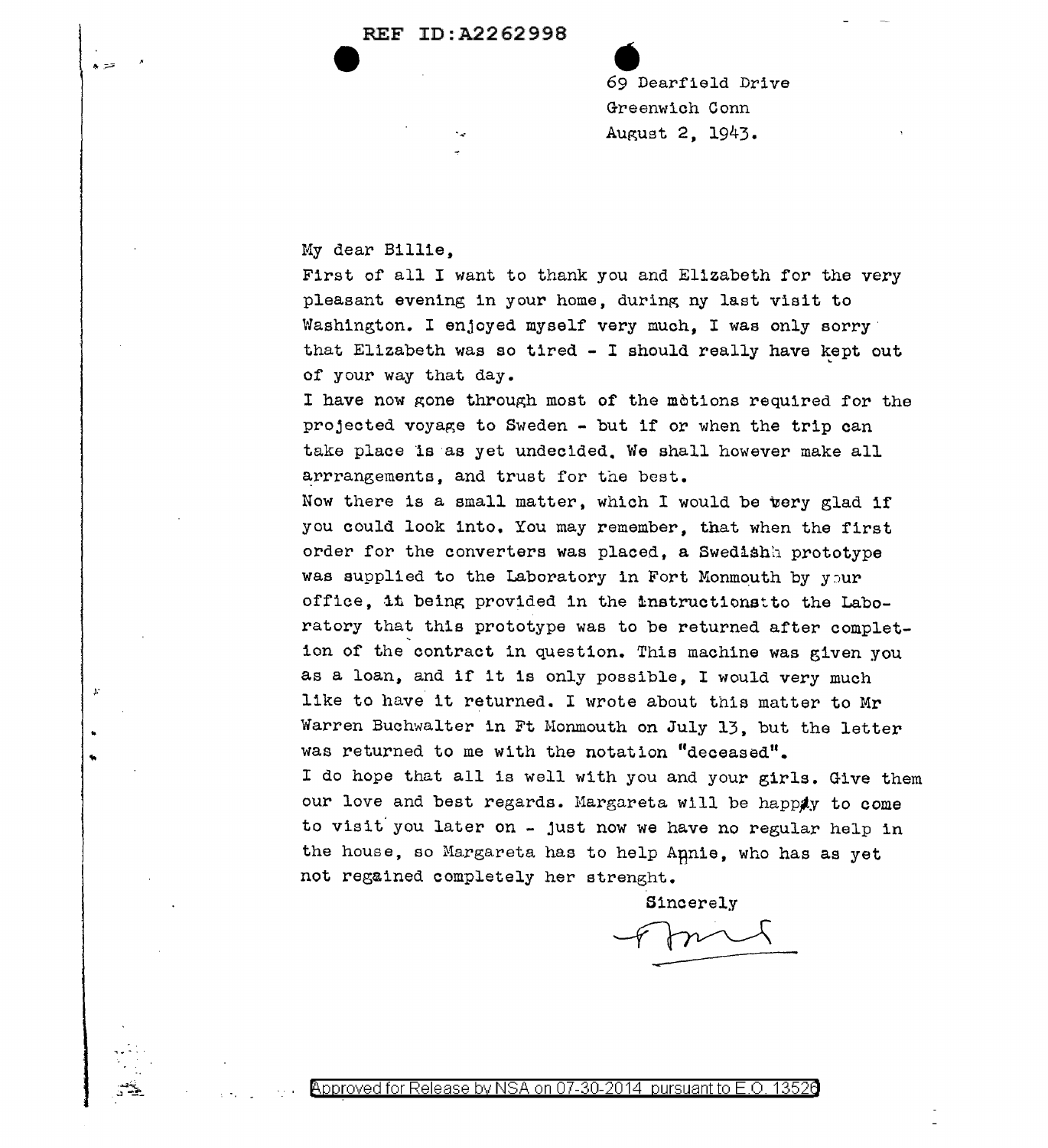REF ID:A2262998

69 Dearfield Drive
Greenwich Conn
August 2, 1943.

My dear Billie,

First of all I want to thank you and Elizabeth for the very pleasant evening in your home, during ny last visit to Washington. I enjoyed myself very much, I was only sorry that Elizabeth was so tired - I should really have kept out of your way that day.

I have now gone through most of the motions required for the projected voyage to Sweden - but if or when the trip can take place is as yet undecided. We shall however make all arrrangements, and trust for the best.

Now there is a small matter, which I would be very glad if you could look into. You may remember, that when the first order for the converters was placed, a Swedish prototype was supplied to the Laboratory in Fort Monmouth by your office, it being provided in the instructions to the Laboratory that this prototype was to be returned after completion of the contract in question. This machine was given you as a loan, and if it is only possible, I would very much like to have it returned. I wrote about this matter to Mr Warren Buchwalter in Ft Monmouth on July 13, but the letter was returned to me with the notation "deceased".

I do hope that all is well with you and your girls. Give them our love and best regards. Margareta will be happy to come to visit you later on - just now we have no regular help in the house, so Margareta has to help Annie, who has as yet not regained completely her strenght.

Sincerely

Approved for Release by NSA on 07-30-2014 pursuant to E.O. 13526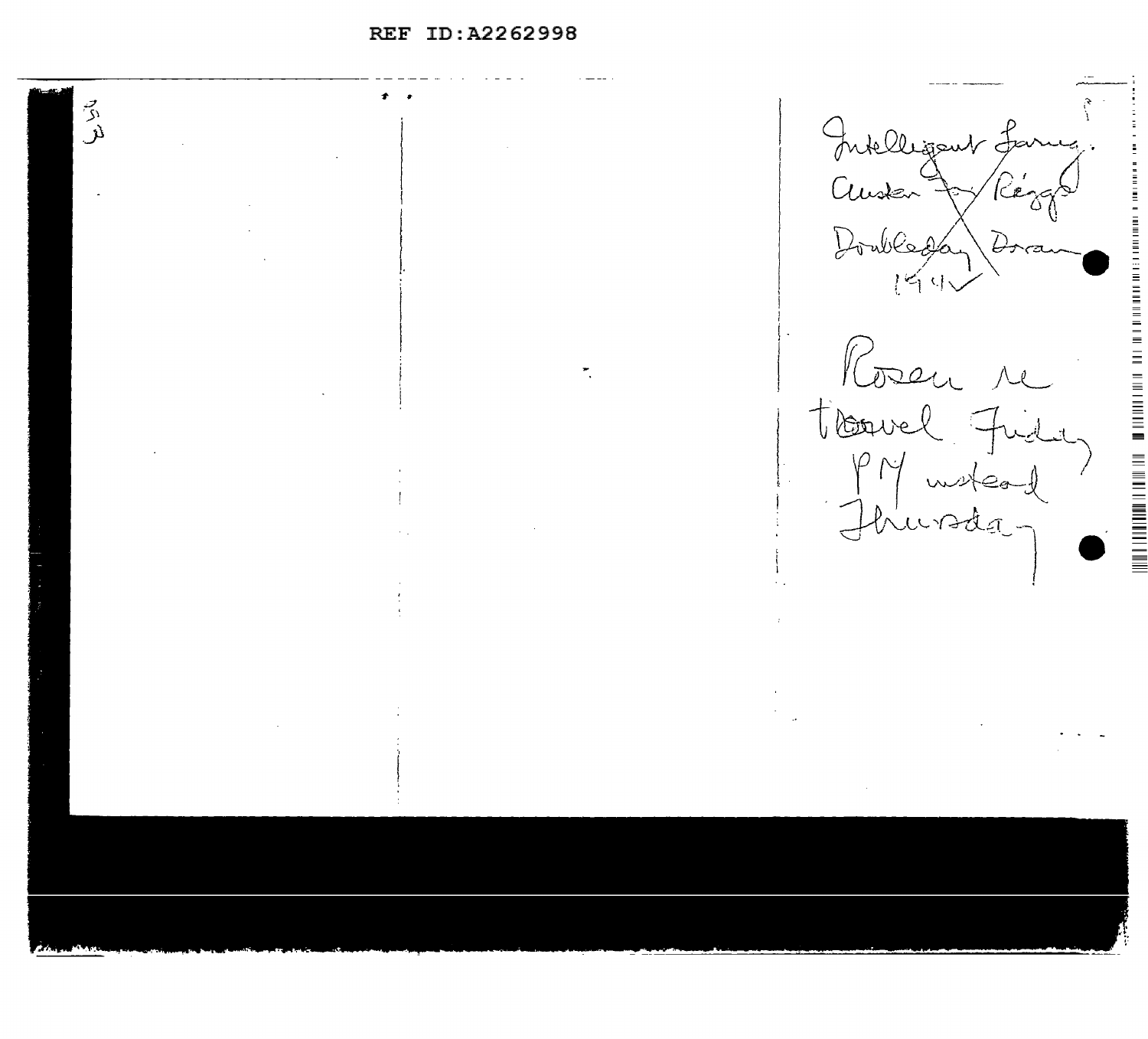Intelligent Fanny.
Custer for Riggs
Doubleday Doran
1941

Rosen re
travel Friday
PM instead
Thursday